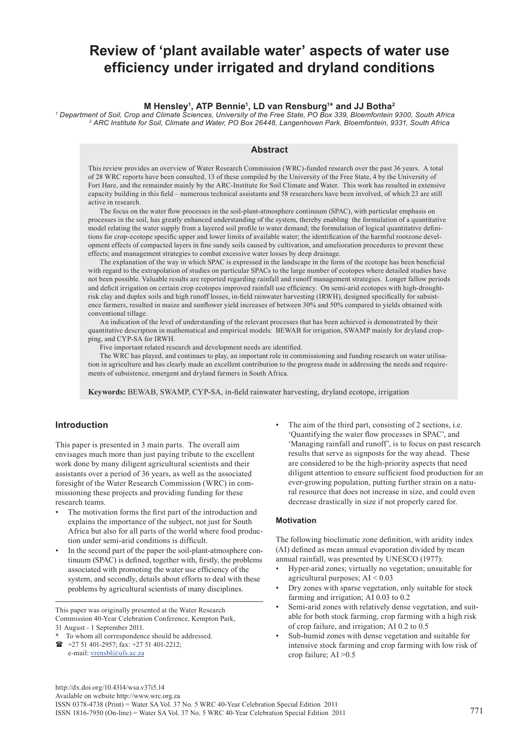# Review of 'plant available water' aspects of water use efficiency under irrigated and dryland conditions

**M Hensley[1], ATP Bennie[1], LD van Rensburg[1]* and JJ Botha[2]**

[1] Department of Soil, Crop and Climate Sciences, University of the Free State, PO Box 339, Bloemfontein 9300, South Africa
[2] ARC Institute for Soil, Climate and Water, PO Box 26448, Langenhoven Park, Bloemfontein, 9331, South Africa

## Abstract

This review provides an overview of Water Research Commission (WRC)-funded research over the past 36 years. A total of 28 WRC reports have been consulted, 13 of these compiled by the University of the Free State, 4 by the University of Fort Hare, and the remainder mainly by the ARC-Institute for Soil Climate and Water. This work has resulted in extensive capacity building in this field – numerous technical assistants and 58 researchers have been involved, of which 23 are still active in research.

The focus on the water flow processes in the soil-plant-atmosphere continuum (SPAC), with particular emphasis on processes in the soil, has greatly enhanced understanding of the system, thereby enabling the formulation of a quantitative model relating the water supply from a layered soil profile to water demand; the formulation of logical quantitative definitions for crop-ecotope specific upper and lower limits of available water; the identification of the harmful rootzone development effects of compacted layers in fine sandy soils caused by cultivation, and amelioration procedures to prevent these effects; and management strategies to combat excessive water losses by deep drainage.

The explanation of the way in which SPAC is expressed in the landscape in the form of the ecotope has been beneficial with regard to the extrapolation of studies on particular SPACs to the large number of ecotopes where detailed studies have not been possible. Valuable results are reported regarding rainfall and runoff management strategies. Longer fallow periods and deficit irrigation on certain crop ecotopes improved rainfall use efficiency. On semi-arid ecotopes with high-drought-risk clay and duplex soils and high runoff losses, in-field rainwater harvesting (IRWH), designed specifically for subsistence farmers, resulted in maize and sunflower yield increases of between 30% and 50% compared to yields obtained with conventional tillage.

An indication of the level of understanding of the relevant processes that has been achieved is demonstrated by their quantitative description in mathematical and empirical models: BEWAB for irrigation, SWAMP mainly for dryland cropping, and CYP-SA for IRWH.

Five important related research and development needs are identified.

The WRC has played, and continues to play, an important role in commissioning and funding research on water utilisation in agriculture and has clearly made an excellent contribution to the progress made in addressing the needs and requirements of subsistence, emergent and dryland farmers in South Africa.

**Keywords:** BEWAB, SWAMP, CYP-SA, in-field rainwater harvesting, dryland ecotope, irrigation

## Introduction

This paper is presented in 3 main parts. The overall aim envisages much more than just paying tribute to the excellent work done by many diligent agricultural scientists and their assistants over a period of 36 years, as well as the associated foresight of the Water Research Commission (WRC) in commissioning these projects and providing funding for these research teams.

- The motivation forms the first part of the introduction and explains the importance of the subject, not just for South Africa but also for all parts of the world where food production under semi-arid conditions is difficult.
- In the second part of the paper the soil-plant-atmosphere continuum (SPAC) is defined, together with, firstly, the problems associated with promoting the water use efficiency of the system, and secondly, details about efforts to deal with these problems by agricultural scientists of many disciplines.
- The aim of the third part, consisting of 2 sections, i.e. 'Quantifying the water flow processes in SPAC', and 'Managing rainfall and runoff', is to focus on past research results that serve as signposts for the way ahead. These are considered to be the high-priority aspects that need diligent attention to ensure sufficient food production for an ever-growing population, putting further strain on a natural resource that does not increase in size, and could even decrease drastically in size if not properly cared for.

This paper was originally presented at the Water Research Commission 40-Year Celebration Conference, Kempton Park, 31 August - 1 September 2011.

\* To whom all correspondence should be addressed.
☎ +27 51 401-2957; fax: +27 51 401-2212;
e-mail: vrensbl@ufs.ac.za

### Motivation

The following bioclimatic zone definition, with aridity index (AI) defined as mean annual evaporation divided by mean annual rainfall, was presented by UNESCO (1977):

- Hyper-arid zones; virtually no vegetation; unsuitable for agricultural purposes; AI < 0.03
- Dry zones with sparse vegetation, only suitable for stock farming and irrigation; AI 0.03 to 0.2
- Semi-arid zones with relatively dense vegetation, and suitable for both stock farming, crop farming with a high risk of crop failure, and irrigation; AI 0.2 to 0.5
- Sub-humid zones with dense vegetation and suitable for intensive stock farming and crop farming with low risk of crop failure; AI >0.5

http://dx.doi.org/10.4314/wsa.v37i5.14
Available on website http://www.wrc.org.za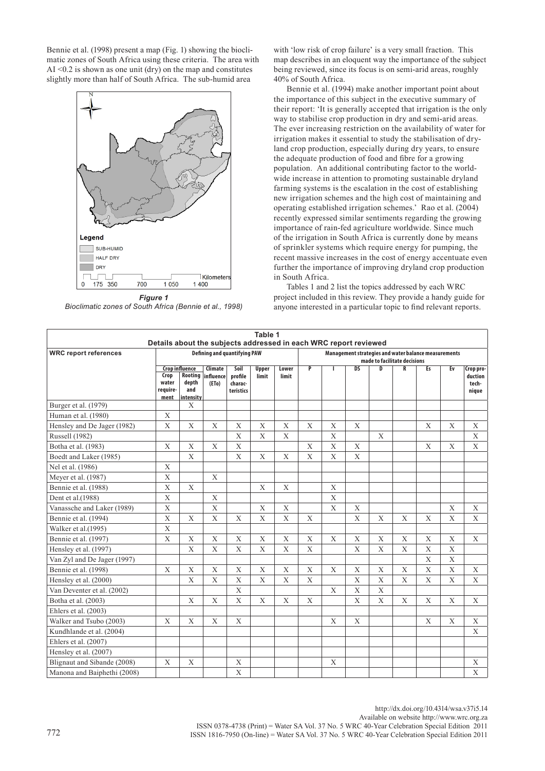Bennie et al. (1998) present a map (Fig. 1) showing the bioclimatic zones of South Africa using these criteria. The area with AI <0.2 is shown as one unit (dry) on the map and constitutes slightly more than half of South Africa. The sub-humid area with 'low risk of crop failure' is a very small fraction. This map describes in an eloquent way the importance of the subject being reviewed, since its focus is on semi-arid areas, roughly 40% of South Africa.

***Figure 1***
*Bioclimatic zones of South Africa (Bennie et al., 1998)*

Bennie et al. (1994) make another important point about the importance of this subject in the executive summary of their report: 'It is generally accepted that irrigation is the only way to stabilise crop production in dry and semi-arid areas. The ever increasing restriction on the availability of water for irrigation makes it essential to study the stabilisation of dryland crop production, especially during dry years, to ensure the adequate production of food and fibre for a growing population. An additional contributing factor to the worldwide increase in attention to promoting sustainable dryland farming systems is the escalation in the cost of establishing new irrigation schemes and the high cost of maintaining and operating established irrigation schemes.' Rao et al. (2004) recently expressed similar sentiments regarding the growing importance of rain-fed agriculture worldwide. Since much of the irrigation in South Africa is currently done by means of sprinkler systems which require energy for pumping, the recent massive increases in the cost of energy accentuate even further the importance of improving dryland crop production in South Africa.

Tables 1 and 2 list the topics addressed by each WRC project included in this review. They provide a handy guide for anyone interested in a particular topic to find relevant reports.

**Table 1**
**Details about the subjects addressed in each WRC report reviewed**

| WRC report references | Defining and quantifying PAW | | | | | | Management strategies and water balance measurements made to facilitate decisions | | | | | | | |
|---|---|---|---|---|---|---|---|---|---|---|---|---|---|---|
| | Crop influence | | Climate influence (ETo) | Soil profile characteristics | Upper limit | Lower limit | P | I | DS | D | R | Es | Ev | Crop production technique |
| | Crop water requirement | Rooting depth and intensity | | | | | | | | | | | | |
| Burger et al. (1979) | | X | | | | | | | | | | | | |
| Human et al. (1980) | X | | | | | | | | | | | | | |
| Hensley and De Jager (1982) | X | X | X | X | X | X | X | X | X | | | X | X | X |
| Russell (1982) | | | | X | X | X | | X | | X | | | | X |
| Botha et al. (1983) | X | X | X | X | | | X | X | X | | | X | X | X |
| Boedt and Laker (1985) | | X | | X | X | X | X | X | X | | | | | |
| Nel et al. (1986) | X | | | | | | | | | | | | | |
| Meyer et al. (1987) | X | | X | | | | | | | | | | | |
| Bennie et al. (1988) | X | X | | | X | X | | X | | | | | | |
| Dent et al.(1988) | X | | X | | | | | X | | | | | | |
| Vanassche and Laker (1989) | X | | X | | X | X | | X | X | | | | X | X |
| Bennie et al. (1994) | X | X | X | X | X | X | X | | X | X | X | X | X | X |
| Walker et al.(1995) | X | | | | | | | | | | | | | |
| Bennie et al. (1997) | X | X | X | X | X | X | X | X | X | X | X | X | X | X |
| Hensley et al. (1997) | | X | X | X | X | X | X | | X | X | X | X | X | |
| Van Zyl and De Jager (1997) | | | | | | | | | | | | X | X | |
| Bennie et al. (1998) | X | X | X | X | X | X | X | X | X | X | X | X | X | X |
| Hensley et al. (2000) | | X | X | X | X | X | X | | X | X | X | X | X | X |
| Van Deventer et al. (2002) | | | | X | | | | X | X | X | | | | |
| Botha et al. (2003) | | X | X | X | X | X | X | | X | X | X | X | X | X |
| Ehlers et al. (2003) | | | | | | | | | | | | | | |
| Walker and Tsubo (2003) | X | X | X | X | | | | X | X | | | X | X | X |
| Kundhlande et al. (2004) | | | | | | | | | | | | | | X |
| Ehlers et al. (2007) | | | | | | | | | | | | | | |
| Hensley et al. (2007) | | | | | | | | | | | | | | |
| Blignaut and Sibande (2008) | X | X | | X | | | | X | | | | | | X |
| Manona and Baiphethi (2008) | | | | X | | | | | | | | | | X |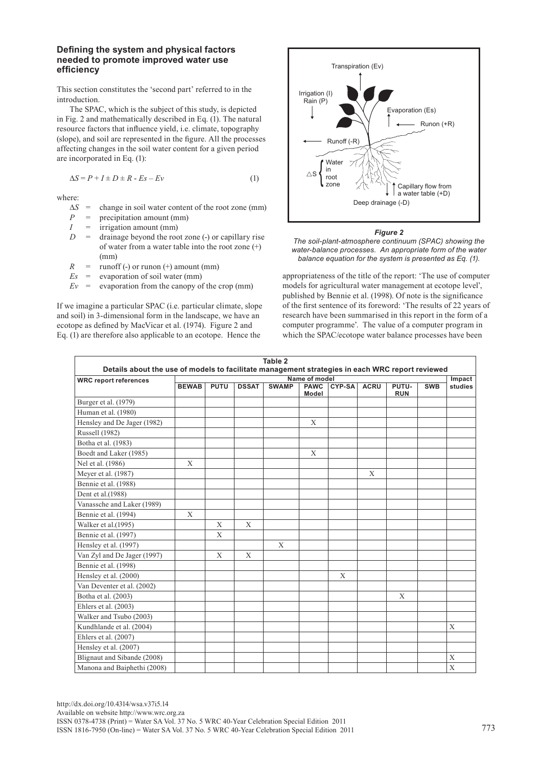### Defining the system and physical factors needed to promote improved water use efficiency

This section constitutes the 'second part' referred to in the introduction.

The SPAC, which is the subject of this study, is depicted in Fig. 2 and mathematically described in Eq. (1). The natural resource factors that influence yield, i.e. climate, topography (slope), and soil are represented in the figure. All the processes affecting changes in the soil water content for a given period are incorporated in Eq. (1):

$$\Delta S = P + I \pm D \pm R - Es - Ev \tag{1}$$

where:

- $\Delta S$ = change in soil water content of the root zone (mm)
- $P$ = precipitation amount (mm)
- $I$ = irrigation amount (mm)
- $D$ = drainage beyond the root zone (-) or capillary rise of water from a water table into the root zone (+) (mm)
- $R$ = runoff (-) or runon (+) amount (mm)
- $Es$ = evaporation of soil water (mm)
- $Ev$ = evaporation from the canopy of the crop (mm)

If we imagine a particular SPAC (i.e. particular climate, slope and soil) in 3-dimensional form in the landscape, we have an ecotope as defined by MacVicar et al. (1974). Figure 2 and Eq. (1) are therefore also applicable to an ecotope. Hence the appropriateness of the title of the report: 'The use of computer models for agricultural water management at ecotope level', published by Bennie et al. (1998). Of note is the significance of the first sentence of its foreword: 'The results of 22 years of research have been summarised in this report in the form of a computer programme'. The value of a computer program in which the SPAC/ecotope water balance processes have been

***Figure 2***
*The soil-plant-atmosphere continuum (SPAC) showing the water-balance processes. An appropriate form of the water balance equation for the system is presented as Eq. (1).*

**Table 2**
**Details about the use of models to facilitate management strategies in each WRC report reviewed**

| WRC report references | Name of model | | | | | | | | | Impact studies |
|---|---|---|---|---|---|---|---|---|---|---|
| | BEWAB | PUTU | DSSAT | SWAMP | PAWC Model | CYP-SA | ACRU | PUTU-RUN | SWB | |
| Burger et al. (1979) | | | | | | | | | | |
| Human et al. (1980) | | | | | | | | | | |
| Hensley and De Jager (1982) | | | | | X | | | | | |
| Russell (1982) | | | | | | | | | | |
| Botha et al. (1983) | | | | | | | | | | |
| Boedt and Laker (1985) | | | | | X | | | | | |
| Nel et al. (1986) | X | | | | | | | | | |
| Meyer et al. (1987) | | | | | | | X | | | |
| Bennie et al. (1988) | | | | | | | | | | |
| Dent et al.(1988) | | | | | | | | | | |
| Vanassche and Laker (1989) | | | | | | | | | | |
| Bennie et al. (1994) | X | | | | | | | | | |
| Walker et al.(1995) | | X | X | | | | | | | |
| Bennie et al. (1997) | | X | | | | | | | | |
| Hensley et al. (1997) | | | | X | | | | | | |
| Van Zyl and De Jager (1997) | | X | X | | | | | | | |
| Bennie et al. (1998) | | | | | | | | | | |
| Hensley et al. (2000) | | | | | | X | | | | |
| Van Deventer et al. (2002) | | | | | | | | | | |
| Botha et al. (2003) | | | | | | | | X | | |
| Ehlers et al. (2003) | | | | | | | | | | |
| Walker and Tsubo (2003) | | | | | | | | | | |
| Kundhlande et al. (2004) | | | | | | | | | | X |
| Ehlers et al. (2007) | | | | | | | | | | |
| Hensley et al. (2007) | | | | | | | | | | |
| Blignaut and Sibande (2008) | | | | | | | | | | X |
| Manona and Baiphethi (2008) | | | | | | | | | | X |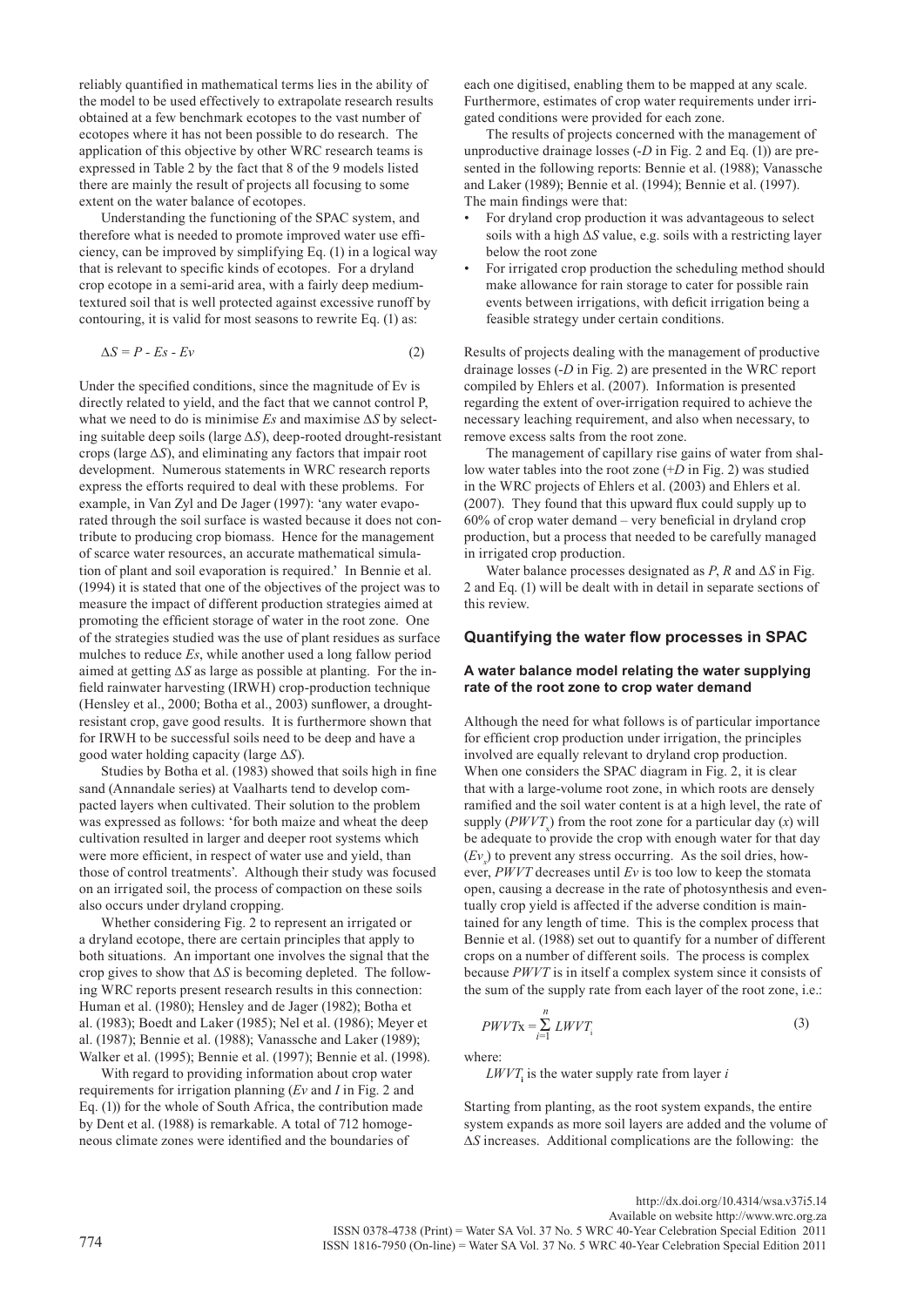reliably quantified in mathematical terms lies in the ability of the model to be used effectively to extrapolate research results obtained at a few benchmark ecotopes to the vast number of ecotopes where it has not been possible to do research. The application of this objective by other WRC research teams is expressed in Table 2 by the fact that 8 of the 9 models listed there are mainly the result of projects all focusing to some extent on the water balance of ecotopes.

Understanding the functioning of the SPAC system, and therefore what is needed to promote improved water use efficiency, can be improved by simplifying Eq. (1) in a logical way that is relevant to specific kinds of ecotopes. For a dryland crop ecotope in a semi-arid area, with a fairly deep medium-textured soil that is well protected against excessive runoff by contouring, it is valid for most seasons to rewrite Eq. (1) as:

$$\Delta S = P - Es - Ev \qquad (2)$$

Under the specified conditions, since the magnitude of Ev is directly related to yield, and the fact that we cannot control P, what we need to do is minimise $Es$ and maximise $\Delta S$ by selecting suitable deep soils (large $\Delta S$), deep-rooted drought-resistant crops (large $\Delta S$), and eliminating any factors that impair root development. Numerous statements in WRC research reports express the efforts required to deal with these problems. For example, in Van Zyl and De Jager (1997): 'any water evaporated through the soil surface is wasted because it does not contribute to producing crop biomass. Hence for the management of scarce water resources, an accurate mathematical simulation of plant and soil evaporation is required.' In Bennie et al. (1994) it is stated that one of the objectives of the project was to measure the impact of different production strategies aimed at promoting the efficient storage of water in the root zone. One of the strategies studied was the use of plant residues as surface mulches to reduce $Es$, while another used a long fallow period aimed at getting $\Delta S$ as large as possible at planting. For the in-field rainwater harvesting (IRWH) crop-production technique (Hensley et al., 2000; Botha et al., 2003) sunflower, a drought-resistant crop, gave good results. It is furthermore shown that for IRWH to be successful soils need to be deep and have a good water holding capacity (large $\Delta S$).

Studies by Botha et al. (1983) showed that soils high in fine sand (Annandale series) at Vaalharts tend to develop compacted layers when cultivated. Their solution to the problem was expressed as follows: 'for both maize and wheat the deep cultivation resulted in larger and deeper root systems which were more efficient, in respect of water use and yield, than those of control treatments'. Although their study was focused on an irrigated soil, the process of compaction on these soils also occurs under dryland cropping.

Whether considering Fig. 2 to represent an irrigated or a dryland ecotope, there are certain principles that apply to both situations. An important one involves the signal that the crop gives to show that $\Delta S$ is becoming depleted. The following WRC reports present research results in this connection: Human et al. (1980); Hensley and de Jager (1982); Botha et al. (1983); Boedt and Laker (1985); Nel et al. (1986); Meyer et al. (1987); Bennie et al. (1988); Vanassche and Laker (1989); Walker et al. (1995); Bennie et al. (1997); Bennie et al. (1998).

With regard to providing information about crop water requirements for irrigation planning ($Ev$ and $I$ in Fig. 2 and Eq. (1)) for the whole of South Africa, the contribution made by Dent et al. (1988) is remarkable. A total of 712 homogeneous climate zones were identified and the boundaries of each one digitised, enabling them to be mapped at any scale. Furthermore, estimates of crop water requirements under irrigated conditions were provided for each zone.

The results of projects concerned with the management of unproductive drainage losses ($-D$ in Fig. 2 and Eq. (1)) are presented in the following reports: Bennie et al. (1988); Vanassche and Laker (1989); Bennie et al. (1994); Bennie et al. (1997). The main findings were that:

- For dryland crop production it was advantageous to select soils with a high $\Delta S$ value, e.g. soils with a restricting layer below the root zone
- For irrigated crop production the scheduling method should make allowance for rain storage to cater for possible rain events between irrigations, with deficit irrigation being a feasible strategy under certain conditions.

Results of projects dealing with the management of productive drainage losses ($-D$ in Fig. 2) are presented in the WRC report compiled by Ehlers et al. (2007). Information is presented regarding the extent of over-irrigation required to achieve the necessary leaching requirement, and also when necessary, to remove excess salts from the root zone.

The management of capillary rise gains of water from shallow water tables into the root zone ($+D$ in Fig. 2) was studied in the WRC projects of Ehlers et al. (2003) and Ehlers et al. (2007). They found that this upward flux could supply up to 60% of crop water demand – very beneficial in dryland crop production, but a process that needed to be carefully managed in irrigated crop production.

Water balance processes designated as $P$, $R$ and $\Delta S$ in Fig. 2 and Eq. (1) will be dealt with in detail in separate sections of this review.

## Quantifying the water flow processes in SPAC

### A water balance model relating the water supplying rate of the root zone to crop water demand

Although the need for what follows is of particular importance for efficient crop production under irrigation, the principles involved are equally relevant to dryland crop production. When one considers the SPAC diagram in Fig. 2, it is clear that with a large-volume root zone, in which roots are densely ramified and the soil water content is at a high level, the rate of supply ($PWVT_x$) from the root zone for a particular day ($x$) will be adequate to provide the crop with enough water for that day ($Ev_x$) to prevent any stress occurring. As the soil dries, however, $PWVT$ decreases until $Ev$ is too low to keep the stomata open, causing a decrease in the rate of photosynthesis and eventually crop yield is affected if the adverse condition is maintained for any length of time. This is the complex process that Bennie et al. (1988) set out to quantify for a number of different crops on a number of different soils. The process is complex because $PWVT$ is in itself a complex system since it consists of the sum of the supply rate from each layer of the root zone, i.e.:

$$PWVTx = \sum_{i=1}^{n} LWVT_i \qquad (3)$$

where:

$LWVT_i$ is the water supply rate from layer $i$

Starting from planting, as the root system expands, the entire system expands as more soil layers are added and the volume of $\Delta S$ increases. Additional complications are the following: the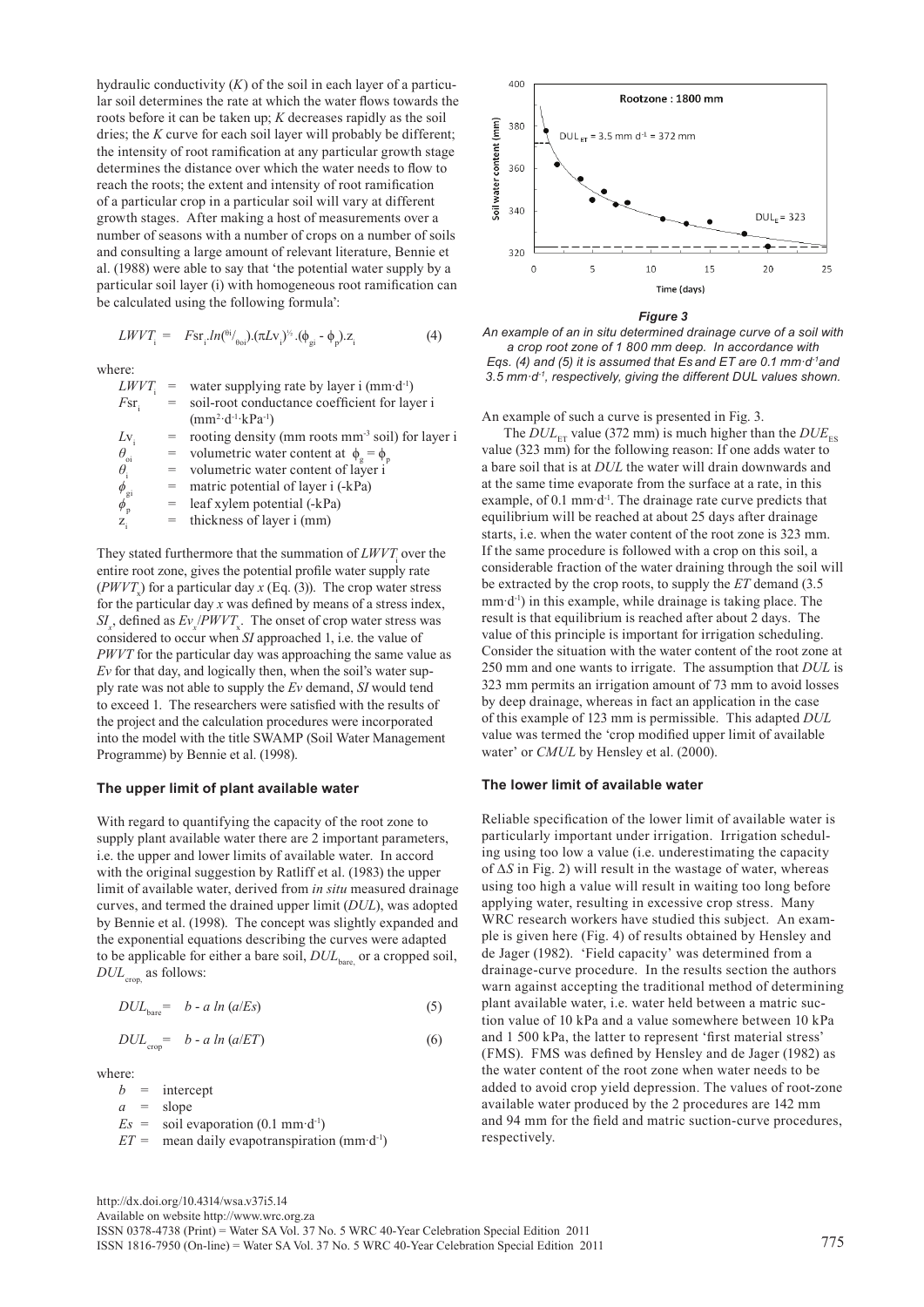hydraulic conductivity ($K$) of the soil in each layer of a particular soil determines the rate at which the water flows towards the roots before it can be taken up; $K$ decreases rapidly as the soil dries; the $K$ curve for each soil layer will probably be different; the intensity of root ramification at any particular growth stage determines the distance over which the water needs to flow to reach the roots; the extent and intensity of root ramification of a particular crop in a particular soil will vary at different growth stages. After making a host of measurements over a number of seasons with a number of crops on a number of soils and consulting a large amount of relevant literature, Bennie et al. (1988) were able to say that 'the potential water supply by a particular soil layer (i) with homogeneous root ramification can be calculated using the following formula':

$$LWVT_i = Fsr_i.ln(^{\theta i}/_{\theta oi}).(\pi Lv_i)^{½}.(\phi_{gi} - \phi_p).z_i \quad (4)$$

where:

- $LWVT_i$ = water supplying rate by layer i (mm·d$^{-1}$)
- $Fsr_i$ = soil-root conductance coefficient for layer i (mm$^2$·d$^{-1}$·kPa$^{-1}$)
- $Lv_i$ = rooting density (mm roots mm$^{-3}$ soil) for layer i
- $\theta_{oi}$ = volumetric water content at $\phi_g = \phi_p$
- $\theta_i$ = volumetric water content of layer i
- $\phi_{gi}$ = matric potential of layer i (-kPa)
- $\phi_p$ = leaf xylem potential (-kPa)
- $z_i$ = thickness of layer i (mm)

They stated furthermore that the summation of $LWVT_i$ over the entire root zone, gives the potential profile water supply rate ($PWVT_x$) for a particular day $x$ (Eq. (3)). The crop water stress for the particular day $x$ was defined by means of a stress index, $SI_x$, defined as $Ev_x/PWVT_x$. The onset of crop water stress was considered to occur when $SI$ approached 1, i.e. the value of $PWVT$ for the particular day was approaching the same value as $Ev$ for that day, and logically then, when the soil's water supply rate was not able to supply the $Ev$ demand, $SI$ would tend to exceed 1. The researchers were satisfied with the results of the project and the calculation procedures were incorporated into the model with the title SWAMP (Soil Water Management Programme) by Bennie et al. (1998).

## The upper limit of plant available water

With regard to quantifying the capacity of the root zone to supply plant available water there are 2 important parameters, i.e. the upper and lower limits of available water. In accord with the original suggestion by Ratliff et al. (1983) the upper limit of available water, derived from *in situ* measured drainage curves, and termed the drained upper limit ($DUL$), was adopted by Bennie et al. (1998). The concept was slightly expanded and the exponential equations describing the curves were adapted to be applicable for either a bare soil, $DUL_{bare,}$ or a cropped soil, $DUL_{crop,}$ as follows:

$$DUL_{bare} = b - a \ ln \ (a/Es) \quad (5)$$

$$DUL_{crop} = b - a \ ln \ (a/ET) \quad (6)$$

where:

- $b$ = intercept
- $a$ = slope
- $Es$ = soil evaporation (0.1 mm·d$^{-1}$)
- $ET$ = mean daily evapotranspiration (mm·d$^{-1}$)

*Figure 3*

*An example of an in situ determined drainage curve of a soil with a crop root zone of 1 800 mm deep. In accordance with Eqs. (4) and (5) it is assumed that Es and ET are 0.1 mm·d$^{-1}$ and 3.5 mm·d$^{-1}$, respectively, giving the different DUL values shown.*

An example of such a curve is presented in Fig. 3.

The $DUL_{ET}$ value (372 mm) is much higher than the $DUE_{ES}$ value (323 mm) for the following reason: If one adds water to a bare soil that is at $DUL$ the water will drain downwards and at the same time evaporate from the surface at a rate, in this example, of 0.1 mm·d$^{-1}$. The drainage rate curve predicts that equilibrium will be reached at about 25 days after drainage starts, i.e. when the water content of the root zone is 323 mm. If the same procedure is followed with a crop on this soil, a considerable fraction of the water draining through the soil will be extracted by the crop roots, to supply the $ET$ demand (3.5 mm·d$^{-1}$) in this example, while drainage is taking place. The result is that equilibrium is reached after about 2 days. The value of this principle is important for irrigation scheduling. Consider the situation with the water content of the root zone at 250 mm and one wants to irrigate. The assumption that $DUL$ is 323 mm permits an irrigation amount of 73 mm to avoid losses by deep drainage, whereas in fact an application in the case of this example of 123 mm is permissible. This adapted $DUL$ value was termed the 'crop modified upper limit of available water' or $CMUL$ by Hensley et al. (2000).

## The lower limit of available water

Reliable specification of the lower limit of available water is particularly important under irrigation. Irrigation scheduling using too low a value (i.e. underestimating the capacity of $\Delta S$ in Fig. 2) will result in the wastage of water, whereas using too high a value will result in waiting too long before applying water, resulting in excessive crop stress. Many WRC research workers have studied this subject. An example is given here (Fig. 4) of results obtained by Hensley and de Jager (1982). 'Field capacity' was determined from a drainage-curve procedure. In the results section the authors warn against accepting the traditional method of determining plant available water, i.e. water held between a matric suction value of 10 kPa and a value somewhere between 10 kPa and 1 500 kPa, the latter to represent 'first material stress' (FMS). FMS was defined by Hensley and de Jager (1982) as the water content of the root zone when water needs to be added to avoid crop yield depression. The values of root-zone available water produced by the 2 procedures are 142 mm and 94 mm for the field and matric suction-curve procedures, respectively.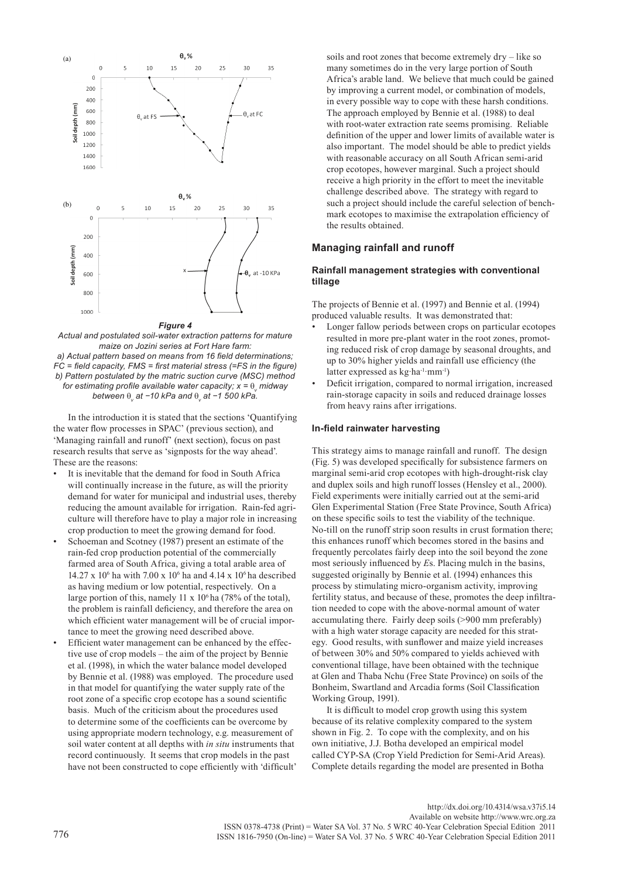*Figure 4*

*Actual and postulated soil-water extraction patterns for mature maize on Jozini series at Fort Hare farm:*
*a) Actual pattern based on means from 16 field determinations; FC = field capacity, FMS = first material stress (=FS in the figure)*
*b) Pattern postulated by the matric suction curve (MSC) method for estimating profile available water capacity; x = $\theta_v$ midway between $\theta_v$ at −10 kPa and $\theta_v$ at −1 500 kPa.*

In the introduction it is stated that the sections 'Quantifying the water flow processes in SPAC' (previous section), and 'Managing rainfall and runoff' (next section), focus on past research results that serve as 'signposts for the way ahead'. These are the reasons:

- It is inevitable that the demand for food in South Africa will continually increase in the future, as will the priority demand for water for municipal and industrial uses, thereby reducing the amount available for irrigation. Rain-fed agriculture will therefore have to play a major role in increasing crop production to meet the growing demand for food.
- Schoeman and Scotney (1987) present an estimate of the rain-fed crop production potential of the commercially farmed area of South Africa, giving a total arable area of 14.27 x $10^6$ ha with 7.00 x $10^6$ ha and 4.14 x $10^6$ ha described as having medium or low potential, respectively. On a large portion of this, namely 11 x $10^6$ ha (78% of the total), the problem is rainfall deficiency, and therefore the area on which efficient water management will be of crucial importance to meet the growing need described above.
- Efficient water management can be enhanced by the effective use of crop models – the aim of the project by Bennie et al. (1998), in which the water balance model developed by Bennie et al. (1988) was employed. The procedure used in that model for quantifying the water supply rate of the root zone of a specific crop ecotope has a sound scientific basis. Much of the criticism about the procedures used to determine some of the coefficients can be overcome by using appropriate modern technology, e.g. measurement of soil water content at all depths with *in situ* instruments that record continuously. It seems that crop models in the past have not been constructed to cope efficiently with 'difficult' soils and root zones that become extremely dry – like so many sometimes do in the very large portion of South Africa's arable land. We believe that much could be gained by improving a current model, or combination of models, in every possible way to cope with these harsh conditions. The approach employed by Bennie et al. (1988) to deal with root-water extraction rate seems promising. Reliable definition of the upper and lower limits of available water is also important. The model should be able to predict yields with reasonable accuracy on all South African semi-arid crop ecotopes, however marginal. Such a project should receive a high priority in the effort to meet the inevitable challenge described above. The strategy with regard to such a project should include the careful selection of benchmark ecotopes to maximise the extrapolation efficiency of the results obtained.

## Managing rainfall and runoff

### Rainfall management strategies with conventional tillage

The projects of Bennie et al. (1997) and Bennie et al. (1994) produced valuable results. It was demonstrated that:

- Longer fallow periods between crops on particular ecotopes resulted in more pre-plant water in the root zones, promoting reduced risk of crop damage by seasonal droughts, and up to 30% higher yields and rainfall use efficiency (the latter expressed as kg·ha$^{-1}$·mm$^{-1}$)
- Deficit irrigation, compared to normal irrigation, increased rain-storage capacity in soils and reduced drainage losses from heavy rains after irrigations.

### In-field rainwater harvesting

This strategy aims to manage rainfall and runoff. The design (Fig. 5) was developed specifically for subsistence farmers on marginal semi-arid crop ecotopes with high-drought-risk clay and duplex soils and high runoff losses (Hensley et al., 2000). Field experiments were initially carried out at the semi-arid Glen Experimental Station (Free State Province, South Africa) on these specific soils to test the viability of the technique. No-till on the runoff strip soon results in crust formation there; this enhances runoff which becomes stored in the basins and frequently percolates fairly deep into the soil beyond the zone most seriously influenced by *E*s. Placing mulch in the basins, suggested originally by Bennie et al. (1994) enhances this process by stimulating micro-organism activity, improving fertility status, and because of these, promotes the deep infiltration needed to cope with the above-normal amount of water accumulating there. Fairly deep soils (>900 mm preferably) with a high water storage capacity are needed for this strategy. Good results, with sunflower and maize yield increases of between 30% and 50% compared to yields achieved with conventional tillage, have been obtained with the technique at Glen and Thaba Nchu (Free State Province) on soils of the Bonheim, Swartland and Arcadia forms (Soil Classification Working Group, 1991).

It is difficult to model crop growth using this system because of its relative complexity compared to the system shown in Fig. 2. To cope with the complexity, and on his own initiative, J.J. Botha developed an empirical model called CYP-SA (Crop Yield Prediction for Semi-Arid Areas). Complete details regarding the model are presented in Botha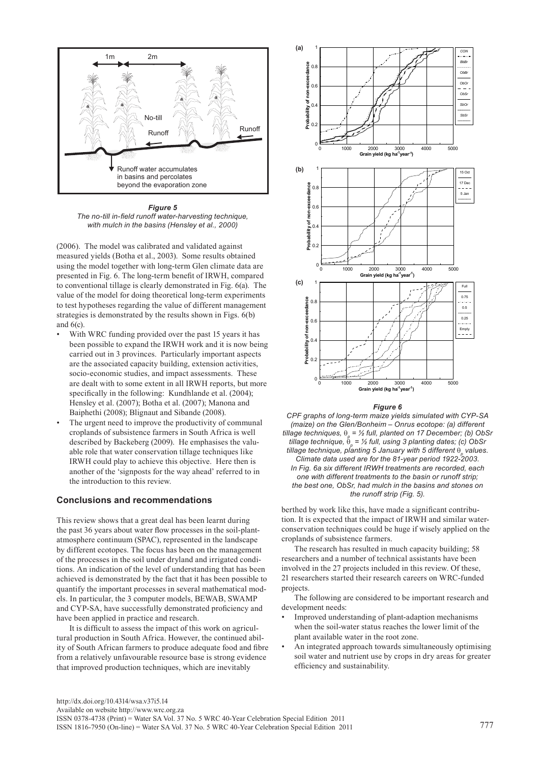**Figure 5**
*The no-till in-field runoff water-harvesting technique, with mulch in the basins (Hensley et al., 2000)*

(2006). The model was calibrated and validated against measured yields (Botha et al., 2003). Some results obtained using the model together with long-term Glen climate data are presented in Fig. 6. The long-term benefit of IRWH, compared to conventional tillage is clearly demonstrated in Fig. 6(a). The value of the model for doing theoretical long-term experiments to test hypotheses regarding the value of different management strategies is demonstrated by the results shown in Figs. 6(b) and 6(c).

- With WRC funding provided over the past 15 years it has been possible to expand the IRWH work and it is now being carried out in 3 provinces. Particularly important aspects are the associated capacity building, extension activities, socio-economic studies, and impact assessments. These are dealt with to some extent in all IRWH reports, but more specifically in the following: Kundhlande et al. (2004); Hensley et al. (2007); Botha et al. (2007); Manona and Baiphethi (2008); Blignaut and Sibande (2008).
- The urgent need to improve the productivity of communal croplands of subsistence farmers in South Africa is well described by Backeberg (2009). He emphasises the valuable role that water conservation tillage techniques like IRWH could play to achieve this objective. Here then is another of the 'signposts for the way ahead' referred to in the introduction to this review.

## Conclusions and recommendations

This review shows that a great deal has been learnt during the past 36 years about water flow processes in the soil-plant-atmosphere continuum (SPAC), represented in the landscape by different ecotopes. The focus has been on the management of the processes in the soil under dryland and irrigated conditions. An indication of the level of understanding that has been achieved is demonstrated by the fact that it has been possible to quantify the important processes in several mathematical models. In particular, the 3 computer models, BEWAB, SWAMP and CYP-SA, have successfully demonstrated proficiency and have been applied in practice and research.

It is difficult to assess the impact of this work on agricultural production in South Africa. However, the continued ability of South African farmers to produce adequate food and fibre from a relatively unfavourable resource base is strong evidence that improved production techniques, which are inevitably berthed by work like this, have made a significant contribution. It is expected that the impact of IRWH and similar water-conservation techniques could be huge if wisely applied on the croplands of subsistence farmers.

The research has resulted in much capacity building; 58 researchers and a number of technical assistants have been involved in the 27 projects included in this review. Of these, 21 researchers started their research careers on WRC-funded projects.

The following are considered to be important research and development needs:

- Improved understanding of plant-adaption mechanisms when the soil-water status reaches the lower limit of the plant available water in the root zone.
- An integrated approach towards simultaneously optimising soil water and nutrient use by crops in dry areas for greater efficiency and sustainability.

**Figure 6**
*CPF graphs of long-term maize yields simulated with CYP-SA (maize) on the Glen/Bonheim – Onrus ecotope: (a) different tillage techniques, $\theta_p$ = ½ full, planted on 17 December; (b) ObSr tillage technique, $\theta_p$ = ½ full, using 3 planting dates; (c) ObSr tillage technique, planting 5 January with 5 different $\theta_p$ values. Climate data used are for the 81-year period 1922-2003. In Fig. 6a six different IRWH treatments are recorded, each one with different treatments to the basin or runoff strip; the best one, ObSr, had mulch in the basins and stones on the runoff strip (Fig. 5).*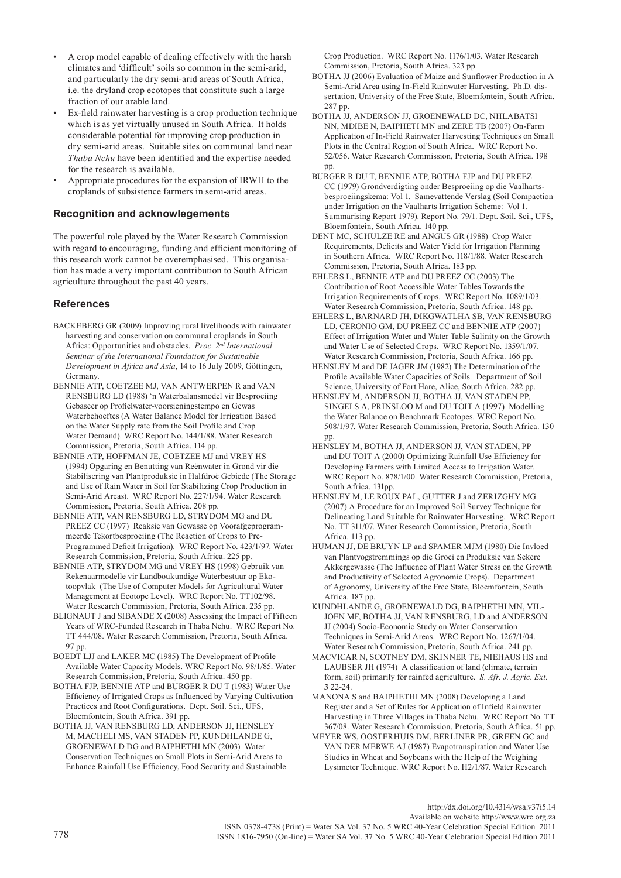- A crop model capable of dealing effectively with the harsh climates and 'difficult' soils so common in the semi-arid, and particularly the dry semi-arid areas of South Africa, i.e. the dryland crop ecotopes that constitute such a large fraction of our arable land.
- Ex-field rainwater harvesting is a crop production technique which is as yet virtually unused in South Africa. It holds considerable potential for improving crop production in dry semi-arid areas. Suitable sites on communal land near *Thaba Nchu* have been identified and the expertise needed for the research is available.
- Appropriate procedures for the expansion of IRWH to the croplands of subsistence farmers in semi-arid areas.

## Recognition and acknowlegements

The powerful role played by the Water Research Commission with regard to encouraging, funding and efficient monitoring of this research work cannot be overemphasised. This organisation has made a very important contribution to South African agriculture throughout the past 40 years.

## References

BACKEBERG GR (2009) Improving rural livelihoods with rainwater harvesting and conservation on communal croplands in South Africa: Opportunities and obstacles. *Proc. 2nd International Seminar of the International Foundation for Sustainable Development in Africa and Asia*, 14 to 16 July 2009, Göttingen, Germany.

BENNIE ATP, COETZEE MJ, VAN ANTWERPEN R and VAN RENSBURG LD (1988) 'n Waterbalansmodel vir Besproeiing Gebaseer op Profielwater-voorsieningstempo en Gewas Waterbehoeftes (A Water Balance Model for Irrigation Based on the Water Supply rate from the Soil Profile and Crop Water Demand). WRC Report No. 144/1/88. Water Research Commission, Pretoria, South Africa. 114 pp.

BENNIE ATP, HOFFMAN JE, COETZEE MJ and VREY HS (1994) Opgaring en Benutting van Reënwater in Grond vir die Stabilisering van Plantproduksie in Halfdroë Gebiede (The Storage and Use of Rain Water in Soil for Stabilizing Crop Production in Semi-Arid Areas). WRC Report No. 227/1/94. Water Research Commission, Pretoria, South Africa. 208 pp.

BENNIE ATP, VAN RENSBURG LD, STRYDOM MG and DU PREEZ CC (1997) Reaksie van Gewasse op Voorafgeprogrammeerde Tekortbesproeiing (The Reaction of Crops to Pre-Programmed Deficit Irrigation). WRC Report No. 423/1/97. Water Research Commission, Pretoria, South Africa. 225 pp.

BENNIE ATP, STRYDOM MG and VREY HS (1998) Gebruik van Rekenaarmodelle vir Landboukundige Waterbestuur op Ekotoopvlak (The Use of Computer Models for Agricultural Water Management at Ecotope Level). WRC Report No. TT102/98. Water Research Commission, Pretoria, South Africa. 235 pp.

BLIGNAUT J and SIBANDE X (2008) Assessing the Impact of Fifteen Years of WRC-Funded Research in Thaba Nchu. WRC Report No. TT 444/08. Water Research Commission, Pretoria, South Africa. 97 pp.

BOEDT LJJ and LAKER MC (1985) The Development of Profile Available Water Capacity Models. WRC Report No. 98/1/85. Water Research Commission, Pretoria, South Africa. 450 pp.

BOTHA FJP, BENNIE ATP and BURGER R DU T (1983) Water Use Efficiency of Irrigated Crops as Influenced by Varying Cultivation Practices and Root Configurations. Dept. Soil. Sci., UFS, Bloemfontein, South Africa. 391 pp.

BOTHA JJ, VAN RENSBURG LD, ANDERSON JJ, HENSLEY M, MACHELI MS, VAN STADEN PP, KUNDHLANDE G, GROENEWALD DG and BAIPHETHI MN (2003) Water Conservation Techniques on Small Plots in Semi-Arid Areas to Enhance Rainfall Use Efficiency, Food Security and Sustainable Crop Production. WRC Report No. 1176/1/03. Water Research Commission, Pretoria, South Africa. 323 pp.

BOTHA JJ (2006) Evaluation of Maize and Sunflower Production in A Semi-Arid Area using In-Field Rainwater Harvesting. Ph.D. dissertation, University of the Free State, Bloemfontein, South Africa. 287 pp.

BOTHA JJ, ANDERSON JJ, GROENEWALD DC, NHLABATSI NN, MDIBE N, BAIPHETI MN and ZERE TB (2007) On-Farm Application of In-Field Rainwater Harvesting Techniques on Small Plots in the Central Region of South Africa. WRC Report No. 52/056. Water Research Commission, Pretoria, South Africa. 198 pp.

BURGER R DU T, BENNIE ATP, BOTHA FJP and DU PREEZ CC (1979) Grondverdigting onder Besproeiing op die Vaalhartsbesproeiingskema: Vol 1. Samevattende Verslag (Soil Compaction under Irrigation on the Vaalharts Irrigation Scheme: Vol 1. Summarising Report 1979). Report No. 79/1. Dept. Soil. Sci., UFS, Bloemfontein, South Africa. 140 pp.

DENT MC, SCHULZE RE and ANGUS GR (1988) Crop Water Requirements, Deficits and Water Yield for Irrigation Planning in Southern Africa. WRC Report No. 118/1/88. Water Research Commission, Pretoria, South Africa. 183 pp.

EHLERS L, BENNIE ATP and DU PREEZ CC (2003) The Contribution of Root Accessible Water Tables Towards the Irrigation Requirements of Crops*.* WRC Report No. 1089/1/03. Water Research Commission, Pretoria, South Africa. 148 pp.

EHLERS L, BARNARD JH, DIKGWATLHA SB, VAN RENSBURG LD, CERONIO GM, DU PREEZ CC and BENNIE ATP (2007) Effect of Irrigation Water and Water Table Salinity on the Growth and Water Use of Selected Crops. WRC Report No. 1359/1/07. Water Research Commission, Pretoria, South Africa. 166 pp.

HENSLEY M and DE JAGER JM (1982) The Determination of the Profile Available Water Capacities of Soils. Department of Soil Science, University of Fort Hare, Alice, South Africa. 282 pp.

HENSLEY M, ANDERSON JJ, BOTHA JJ, VAN STADEN PP, SINGELS A, PRINSLOO M and DU TOIT A (1997) Modelling the Water Balance on Benchmark Ecotopes*.* WRC Report No. 508/1/97. Water Research Commission, Pretoria, South Africa. 130 pp.

HENSLEY M, BOTHA JJ, ANDERSON JJ, VAN STADEN, PP and DU TOIT A (2000) Optimizing Rainfall Use Efficiency for Developing Farmers with Limited Access to Irrigation Water*.* WRC Report No. 878/1/00. Water Research Commission, Pretoria, South Africa. 131pp.

HENSLEY M, LE ROUX PAL, GUTTER J and ZERIZGHY MG (2007) A Procedure for an Improved Soil Survey Technique for Delineating Land Suitable for Rainwater Harvesting. WRC Report No. TT 311/07. Water Research Commission, Pretoria, South Africa. 113 pp.

HUMAN JJ, DE BRUYN LP and SPAMER MJM (1980) Die Invloed van Plantvogstremmings op die Groei en Produksie van Sekere Akkergewasse (The Influence of Plant Water Stress on the Growth and Productivity of Selected Agronomic Crops). Department of Agronomy, University of the Free State, Bloemfontein, South Africa. 187 pp.

KUNDHLANDE G, GROENEWALD DG, BAIPHETHI MN, VILJOEN MF, BOTHA JJ, VAN RENSBURG, LD and ANDERSON JJ (2004) Socio-Economic Study on Water Conservation Techniques in Semi-Arid Areas. WRC Report No. 1267/1/04. Water Research Commission, Pretoria, South Africa. 241 pp.

MACVICAR N, SCOTNEY DM, SKINNER TE, NIEHAUS HS and LAUBSER JH (1974) A classification of land (climate, terrain form, soil) primarily for rainfed agriculture. *S. Afr. J. Agric. Ext.* **3** 22-24.

MANONA S and BAIPHETHI MN (2008) Developing a Land Register and a Set of Rules for Application of Infield Rainwater Harvesting in Three Villages in Thaba Nchu. WRC Report No. TT 367/08. Water Research Commission, Pretoria, South Africa. 51 pp.

MEYER WS, OOSTERHUIS DM, BERLINER PR, GREEN GC and VAN DER MERWE AJ (1987) Evapotranspiration and Water Use Studies in Wheat and Soybeans with the Help of the Weighing Lysimeter Technique. WRC Report No. H2/1/87. Water Research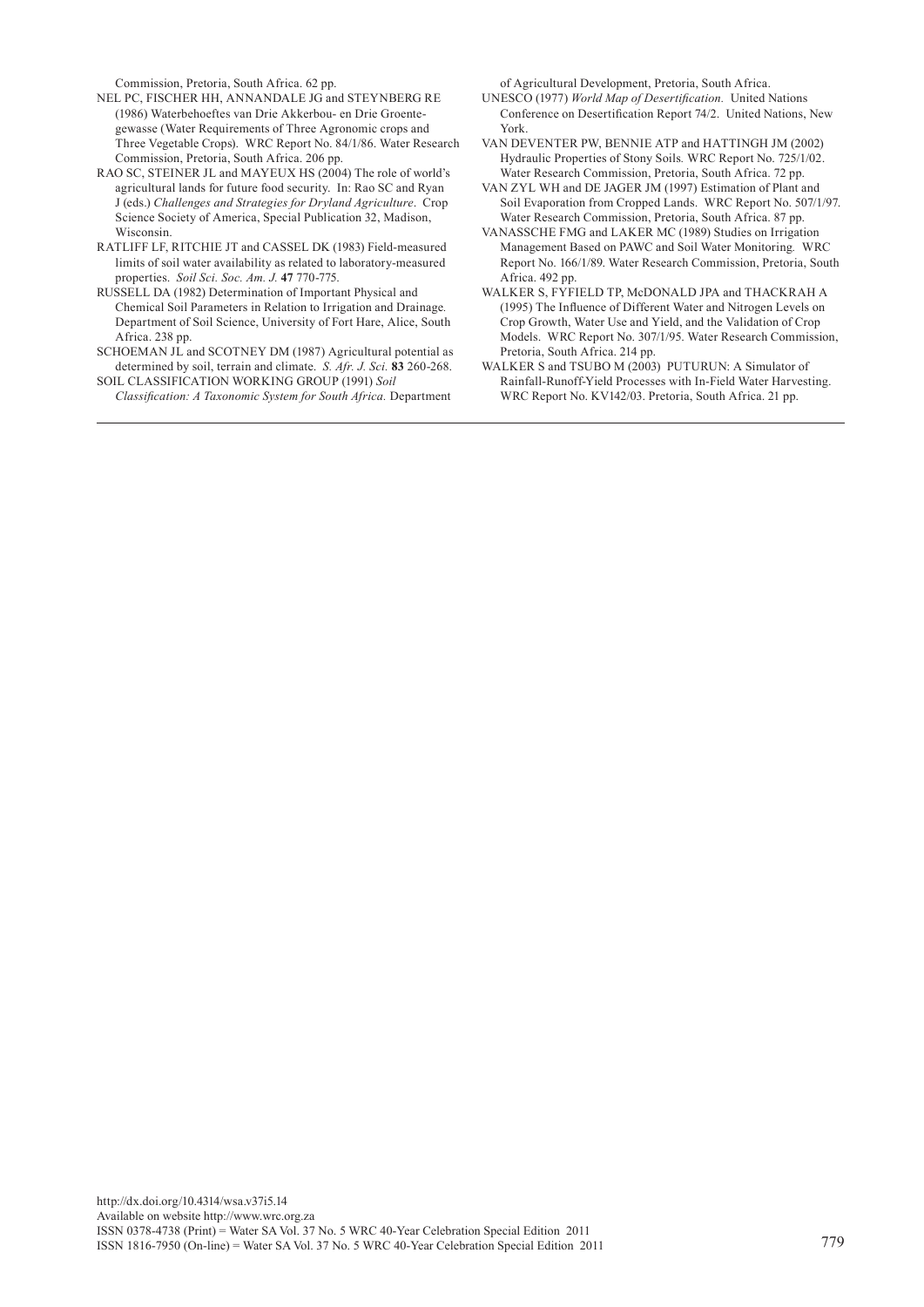Commission, Pretoria, South Africa. 62 pp.

NEL PC, FISCHER HH, ANNANDALE JG and STEYNBERG RE (1986) Waterbehoeftes van Drie Akkerbou- en Drie Groentegewasse (Water Requirements of Three Agronomic crops and Three Vegetable Crops). WRC Report No. 84/1/86. Water Research Commission, Pretoria, South Africa. 206 pp.

RAO SC, STEINER JL and MAYEUX HS (2004) The role of world's agricultural lands for future food security. In: Rao SC and Ryan J (eds.) *Challenges and Strategies for Dryland Agriculture*. Crop Science Society of America, Special Publication 32, Madison, Wisconsin.

RATLIFF LF, RITCHIE JT and CASSEL DK (1983) Field-measured limits of soil water availability as related to laboratory-measured properties. *Soil Sci. Soc. Am. J.* **47** 770-775.

RUSSELL DA (1982) Determination of Important Physical and Chemical Soil Parameters in Relation to Irrigation and Drainage. Department of Soil Science, University of Fort Hare, Alice, South Africa. 238 pp.

SCHOEMAN JL and SCOTNEY DM (1987) Agricultural potential as determined by soil, terrain and climate. *S. Afr. J. Sci.* **83** 260-268.

SOIL CLASSIFICATION WORKING GROUP (1991) *Soil Classification: A Taxonomic System for South Africa.* Department of Agricultural Development, Pretoria, South Africa.

UNESCO (1977) *World Map of Desertification.* United Nations Conference on Desertification Report 74/2. United Nations, New York.

VAN DEVENTER PW, BENNIE ATP and HATTINGH JM (2002) Hydraulic Properties of Stony Soils. WRC Report No. 725/1/02. Water Research Commission, Pretoria, South Africa. 72 pp.

VAN ZYL WH and DE JAGER JM (1997) Estimation of Plant and Soil Evaporation from Cropped Lands. WRC Report No. 507/1/97. Water Research Commission, Pretoria, South Africa. 87 pp.

VANASSCHE FMG and LAKER MC (1989) Studies on Irrigation Management Based on PAWC and Soil Water Monitoring. WRC Report No. 166/1/89. Water Research Commission, Pretoria, South Africa. 492 pp.

WALKER S, FYFIELD TP, McDONALD JPA and THACKRAH A (1995) The Influence of Different Water and Nitrogen Levels on Crop Growth, Water Use and Yield, and the Validation of Crop Models. WRC Report No. 307/1/95. Water Research Commission, Pretoria, South Africa. 214 pp.

WALKER S and TSUBO M (2003) PUTURUN: A Simulator of Rainfall-Runoff-Yield Processes with In-Field Water Harvesting. WRC Report No. KV142/03. Pretoria, South Africa. 21 pp.